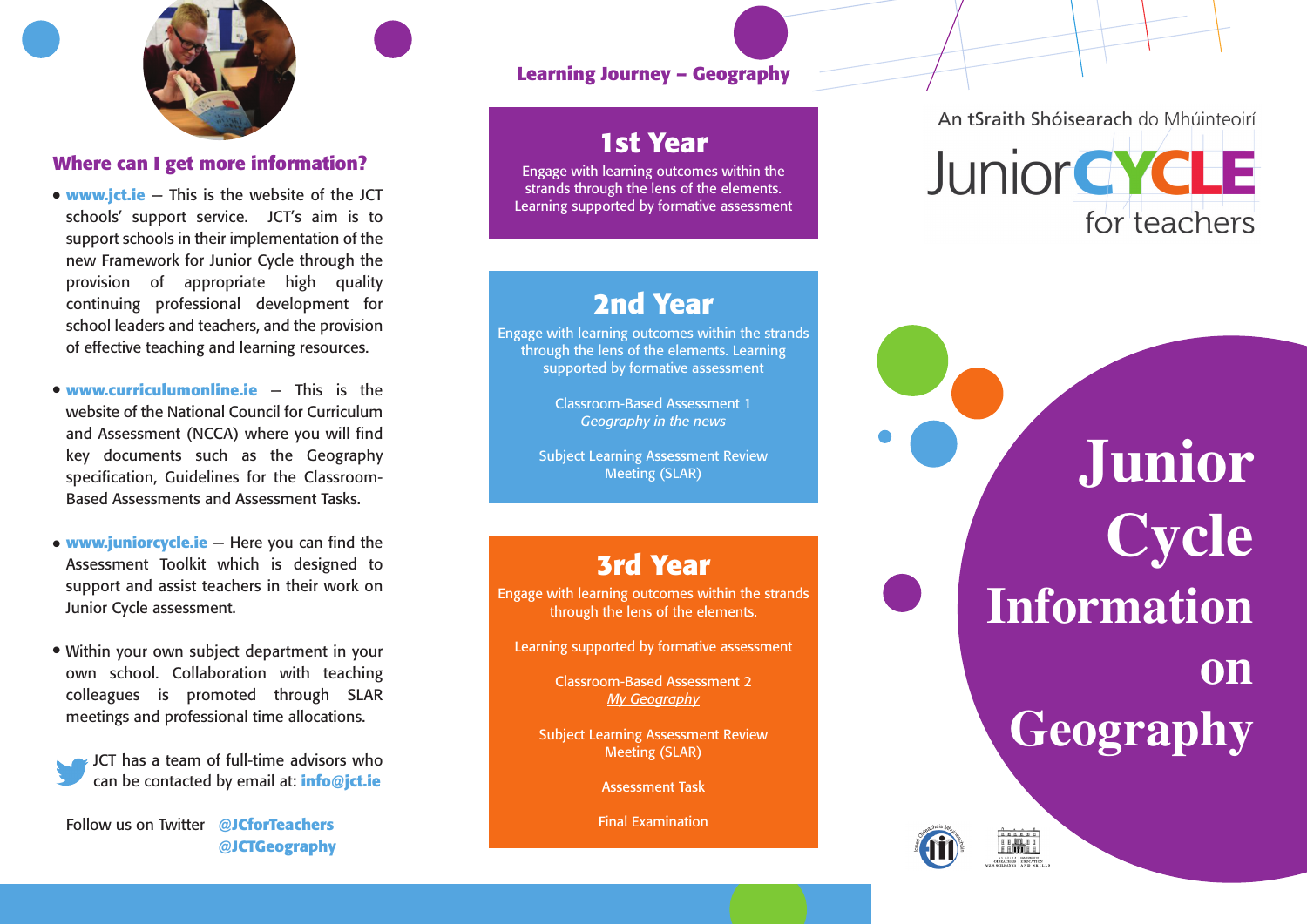## Where can I get more information?

- **www.jct.ie** – This is the website of the JCT schools' support service. JCT's aim is to support schools in their implementation of the new Framework for Junior Cycle through the provision of appropriate high quality continuing professional development for school leaders and teachers, and the provision of effective teaching and learning resources.
- **www.curriculumonline.ie** – This is the website of the National Council for Curriculum and Assessment (NCCA) where you will find key documents such as the Geography specification, Guidelines for the Classroom-Based Assessments and Assessment Tasks.
- **www.juniorcycle.ie** – Here you can find the Assessment Toolkit which is designed to support and assist teachers in their work on Junior Cycle assessment.
- Within your own subject department in your own school. Collaboration with teaching colleagues is promoted through SLAR meetings and professional time allocations.

JCT has a team of full-time advisors who can be contacted by email at: **info@jct.ie**

Follow us on Twitter **@JCforTeachers** **@JCTGeography**

## Learning Journey – Geography

### 1st Year

Engage with learning outcomes within the strands through the lens of the elements. Learning supported by formative assessment

### 2nd Year

Engage with learning outcomes within the strands through the lens of the elements. Learning supported by formative assessment

Classroom-Based Assessment 1
*Geography in the news*

Subject Learning Assessment Review Meeting (SLAR)

### 3rd Year

Engage with learning outcomes within the strands through the lens of the elements.

Learning supported by formative assessment

Classroom-Based Assessment 2
*My Geography*

Subject Learning Assessment Review Meeting (SLAR)

Assessment Task

Final Examination

An tSraith Shóisearach do Mhúinteoirí

JuniorCYCLE for teachers

# Junior Cycle Information on Geography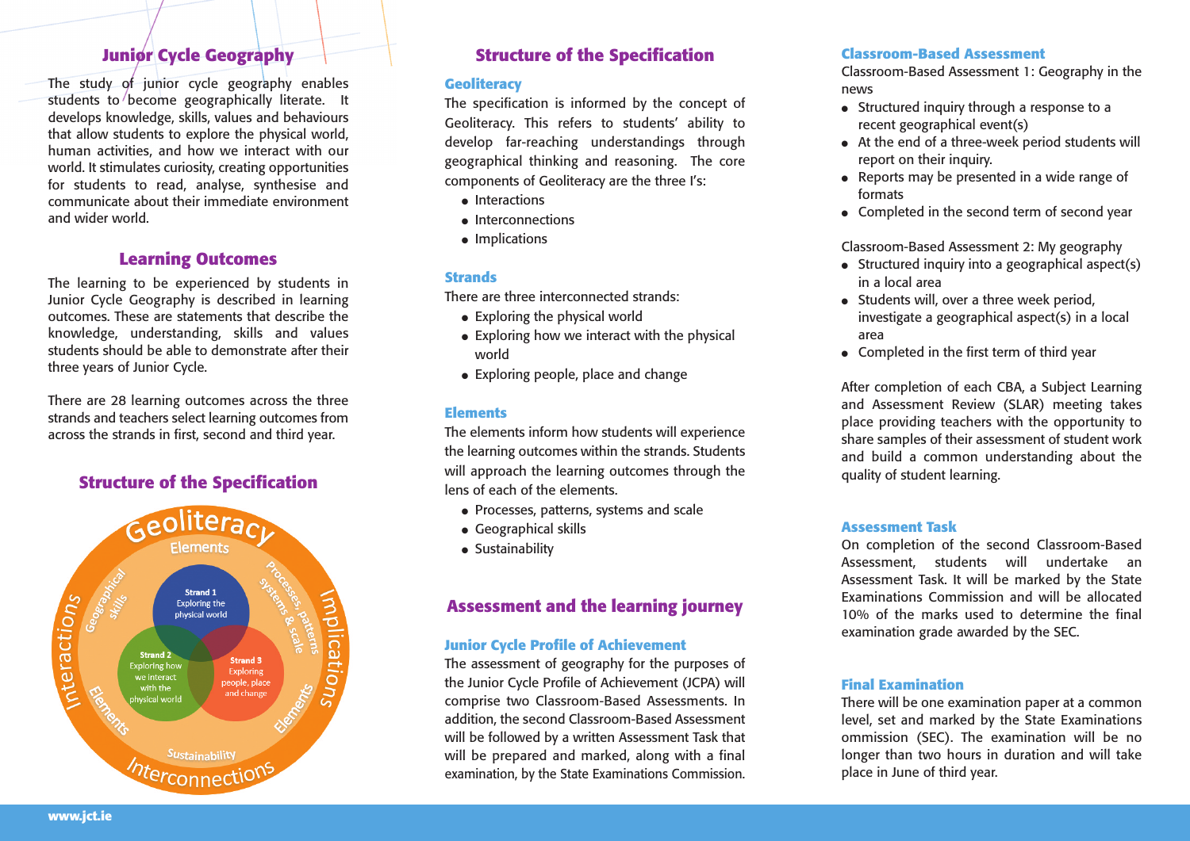## Junior Cycle Geography

The study of junior cycle geography enables students to become geographically literate. It develops knowledge, skills, values and behaviours that allow students to explore the physical world, human activities, and how we interact with our world. It stimulates curiosity, creating opportunities for students to read, analyse, synthesise and communicate about their immediate environment and wider world.

## Learning Outcomes

The learning to be experienced by students in Junior Cycle Geography is described in learning outcomes. These are statements that describe the knowledge, understanding, skills and values students should be able to demonstrate after their three years of Junior Cycle.

There are 28 learning outcomes across the three strands and teachers select learning outcomes from across the strands in first, second and third year.

## Structure of the Specification

Geoliteracy

Elements

Strand 1 Exploring the physical world

Strand 2 Exploring how we interact with the physical world

Strand 3 Exploring people, place and change

Geographical skills

Processes, patterns systems & scale

Sustainability

Interactions

Implications

Interconnections

Elements

Elements

## Structure of the Specification

### Geoliteracy

The specification is informed by the concept of Geoliteracy. This refers to students' ability to develop far-reaching understandings through geographical thinking and reasoning. The core components of Geoliteracy are the three I's:

- Interactions
- Interconnections
- Implications

### Strands

There are three interconnected strands:

- Exploring the physical world
- Exploring how we interact with the physical world
- Exploring people, place and change

### Elements

The elements inform how students will experience the learning outcomes within the strands. Students will approach the learning outcomes through the lens of each of the elements.

- Processes, patterns, systems and scale
- Geographical skills
- Sustainability

## Assessment and the learning journey

### Junior Cycle Profile of Achievement

The assessment of geography for the purposes of the Junior Cycle Profile of Achievement (JCPA) will comprise two Classroom-Based Assessments. In addition, the second Classroom-Based Assessment will be followed by a written Assessment Task that will be prepared and marked, along with a final examination, by the State Examinations Commission.

### Classroom-Based Assessment

Classroom-Based Assessment 1: Geography in the news

- Structured inquiry through a response to a recent geographical event(s)
- At the end of a three-week period students will report on their inquiry.
- Reports may be presented in a wide range of formats
- Completed in the second term of second year

Classroom-Based Assessment 2: My geography

- Structured inquiry into a geographical aspect(s) in a local area
- Students will, over a three week period, investigate a geographical aspect(s) in a local area
- Completed in the first term of third year

After completion of each CBA, a Subject Learning and Assessment Review (SLAR) meeting takes place providing teachers with the opportunity to share samples of their assessment of student work and build a common understanding about the quality of student learning.

### Assessment Task

On completion of the second Classroom-Based Assessment, students will undertake an Assessment Task. It will be marked by the State Examinations Commission and will be allocated 10% of the marks used to determine the final examination grade awarded by the SEC.

### Final Examination

There will be one examination paper at a common level, set and marked by the State Examinations ommission (SEC). The examination will be no longer than two hours in duration and will take place in June of third year.